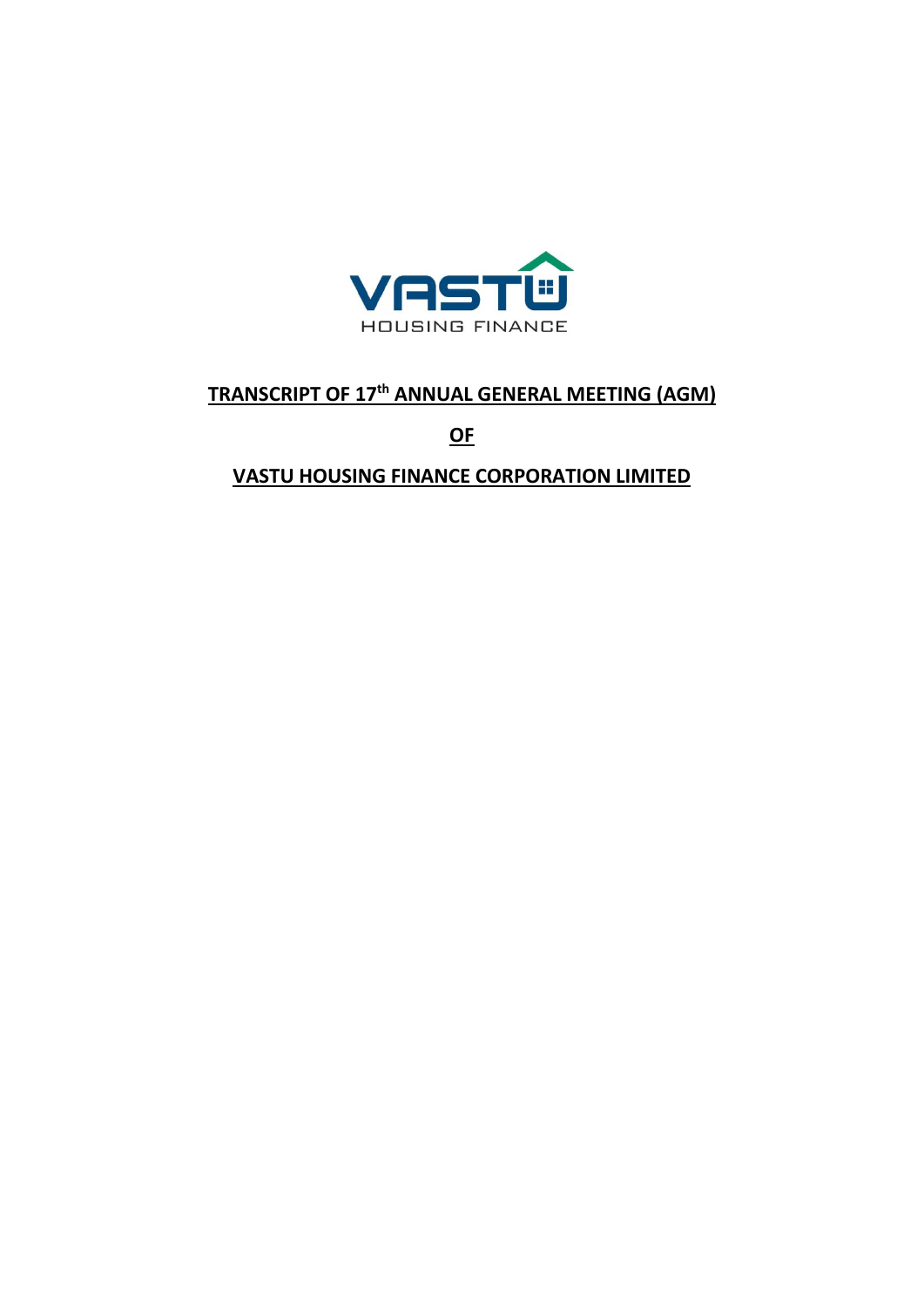VASTU HOUSING FINANCE

# TRANSCRIPT OF 17th ANNUAL GENERAL MEETING (AGM)

# OF

# VASTU HOUSING FINANCE CORPORATION LIMITED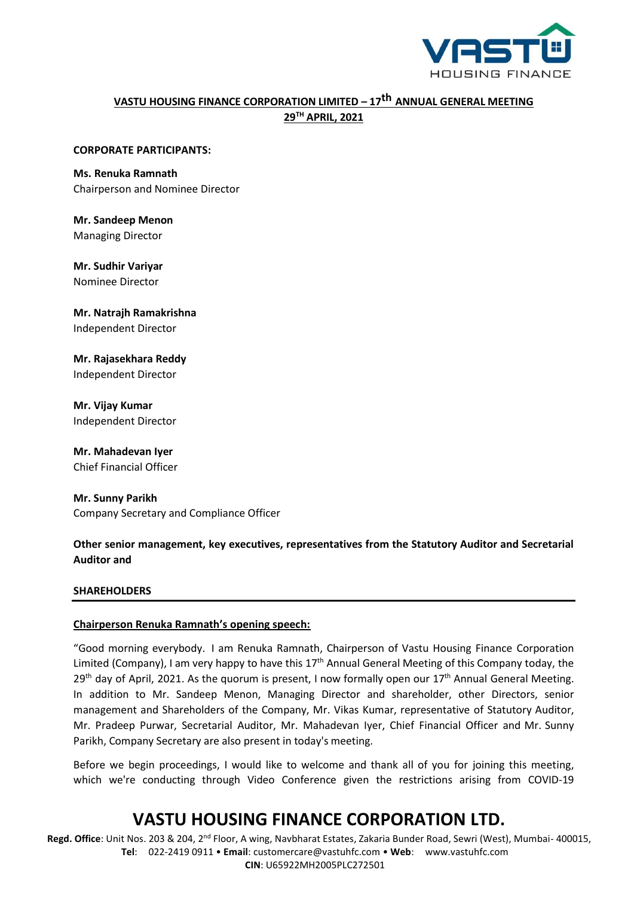### VASTU HOUSING FINANCE CORPORATION LIMITED – 17th ANNUAL GENERAL MEETING
### 29TH APRIL, 2021

**CORPORATE PARTICIPANTS:**

**Ms. Renuka Ramnath**
Chairperson and Nominee Director

**Mr. Sandeep Menon**
Managing Director

**Mr. Sudhir Variyar**
Nominee Director

**Mr. Natrajh Ramakrishna**
Independent Director

**Mr. Rajasekhara Reddy**
Independent Director

**Mr. Vijay Kumar**
Independent Director

**Mr. Mahadevan Iyer**
Chief Financial Officer

**Mr. Sunny Parikh**
Company Secretary and Compliance Officer

**Other senior management, key executives, representatives from the Statutory Auditor and Secretarial Auditor and**

**SHAREHOLDERS**

---

**Chairperson Renuka Ramnath's opening speech:**

"Good morning everybody. I am Renuka Ramnath, Chairperson of Vastu Housing Finance Corporation Limited (Company), I am very happy to have this 17th Annual General Meeting of this Company today, the 29th day of April, 2021. As the quorum is present, I now formally open our 17th Annual General Meeting. In addition to Mr. Sandeep Menon, Managing Director and shareholder, other Directors, senior management and Shareholders of the Company, Mr. Vikas Kumar, representative of Statutory Auditor, Mr. Pradeep Purwar, Secretarial Auditor, Mr. Mahadevan Iyer, Chief Financial Officer and Mr. Sunny Parikh, Company Secretary are also present in today's meeting.

Before we begin proceedings, I would like to welcome and thank all of you for joining this meeting, which we're conducting through Video Conference given the restrictions arising from COVID-19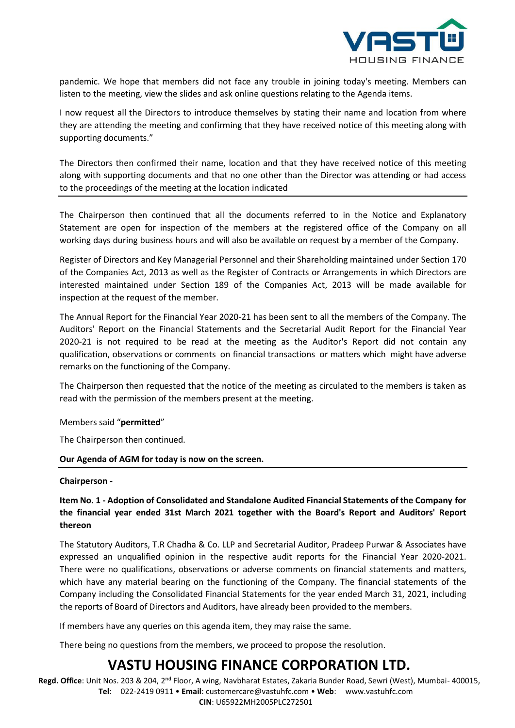pandemic. We hope that members did not face any trouble in joining today's meeting. Members can listen to the meeting, view the slides and ask online questions relating to the Agenda items.

I now request all the Directors to introduce themselves by stating their name and location from where they are attending the meeting and confirming that they have received notice of this meeting along with supporting documents."

The Directors then confirmed their name, location and that they have received notice of this meeting along with supporting documents and that no one other than the Director was attending or had access to the proceedings of the meeting at the location indicated

---

The Chairperson then continued that all the documents referred to in the Notice and Explanatory Statement are open for inspection of the members at the registered office of the Company on all working days during business hours and will also be available on request by a member of the Company.

Register of Directors and Key Managerial Personnel and their Shareholding maintained under Section 170 of the Companies Act, 2013 as well as the Register of Contracts or Arrangements in which Directors are interested maintained under Section 189 of the Companies Act, 2013 will be made available for inspection at the request of the member.

The Annual Report for the Financial Year 2020-21 has been sent to all the members of the Company. The Auditors' Report on the Financial Statements and the Secretarial Audit Report for the Financial Year 2020-21 is not required to be read at the meeting as the Auditor's Report did not contain any qualification, observations or comments on financial transactions or matters which might have adverse remarks on the functioning of the Company.

The Chairperson then requested that the notice of the meeting as circulated to the members is taken as read with the permission of the members present at the meeting.

Members said "**permitted**"

The Chairperson then continued.

**Our Agenda of AGM for today is now on the screen.**

---

**Chairperson -**

**Item No. 1 - Adoption of Consolidated and Standalone Audited Financial Statements of the Company for the financial year ended 31st March 2021 together with the Board's Report and Auditors' Report thereon**

The Statutory Auditors, T.R Chadha & Co. LLP and Secretarial Auditor, Pradeep Purwar & Associates have expressed an unqualified opinion in the respective audit reports for the Financial Year 2020-2021. There were no qualifications, observations or adverse comments on financial statements and matters, which have any material bearing on the functioning of the Company. The financial statements of the Company including the Consolidated Financial Statements for the year ended March 31, 2021, including the reports of Board of Directors and Auditors, have already been provided to the members.

If members have any queries on this agenda item, they may raise the same.

There being no questions from the members, we proceed to propose the resolution.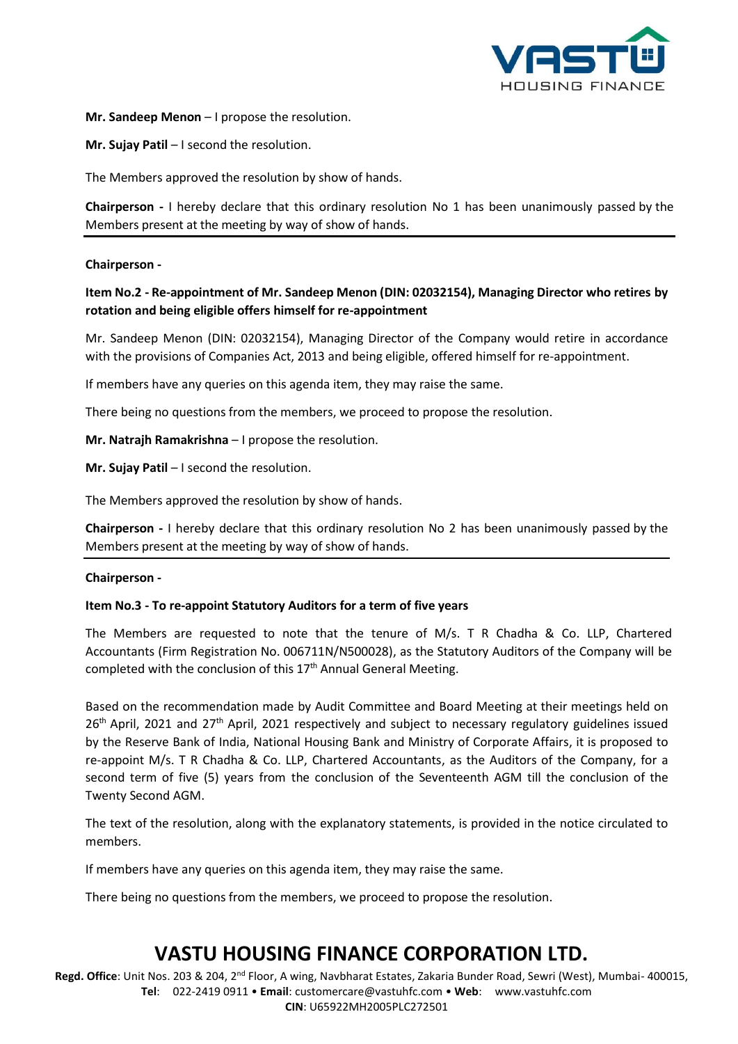**Mr. Sandeep Menon** – I propose the resolution.

**Mr. Sujay Patil** – I second the resolution.

The Members approved the resolution by show of hands.

**Chairperson -** I hereby declare that this ordinary resolution No 1 has been unanimously passed by the Members present at the meeting by way of show of hands.

---

**Chairperson -**

**Item No.2 - Re-appointment of Mr. Sandeep Menon (DIN: 02032154), Managing Director who retires by rotation and being eligible offers himself for re-appointment**

Mr. Sandeep Menon (DIN: 02032154), Managing Director of the Company would retire in accordance with the provisions of Companies Act, 2013 and being eligible, offered himself for re-appointment.

If members have any queries on this agenda item, they may raise the same.

There being no questions from the members, we proceed to propose the resolution.

**Mr. Natrajh Ramakrishna** – I propose the resolution.

**Mr. Sujay Patil** – I second the resolution.

The Members approved the resolution by show of hands.

**Chairperson -** I hereby declare that this ordinary resolution No 2 has been unanimously passed by the Members present at the meeting by way of show of hands.

---

**Chairperson -**

**Item No.3 - To re-appoint Statutory Auditors for a term of five years**

The Members are requested to note that the tenure of M/s. T R Chadha & Co. LLP, Chartered Accountants (Firm Registration No. 006711N/N500028), as the Statutory Auditors of the Company will be completed with the conclusion of this 17th Annual General Meeting.

Based on the recommendation made by Audit Committee and Board Meeting at their meetings held on 26th April, 2021 and 27th April, 2021 respectively and subject to necessary regulatory guidelines issued by the Reserve Bank of India, National Housing Bank and Ministry of Corporate Affairs, it is proposed to re-appoint M/s. T R Chadha & Co. LLP, Chartered Accountants, as the Auditors of the Company, for a second term of five (5) years from the conclusion of the Seventeenth AGM till the conclusion of the Twenty Second AGM.

The text of the resolution, along with the explanatory statements, is provided in the notice circulated to members.

If members have any queries on this agenda item, they may raise the same.

There being no questions from the members, we proceed to propose the resolution.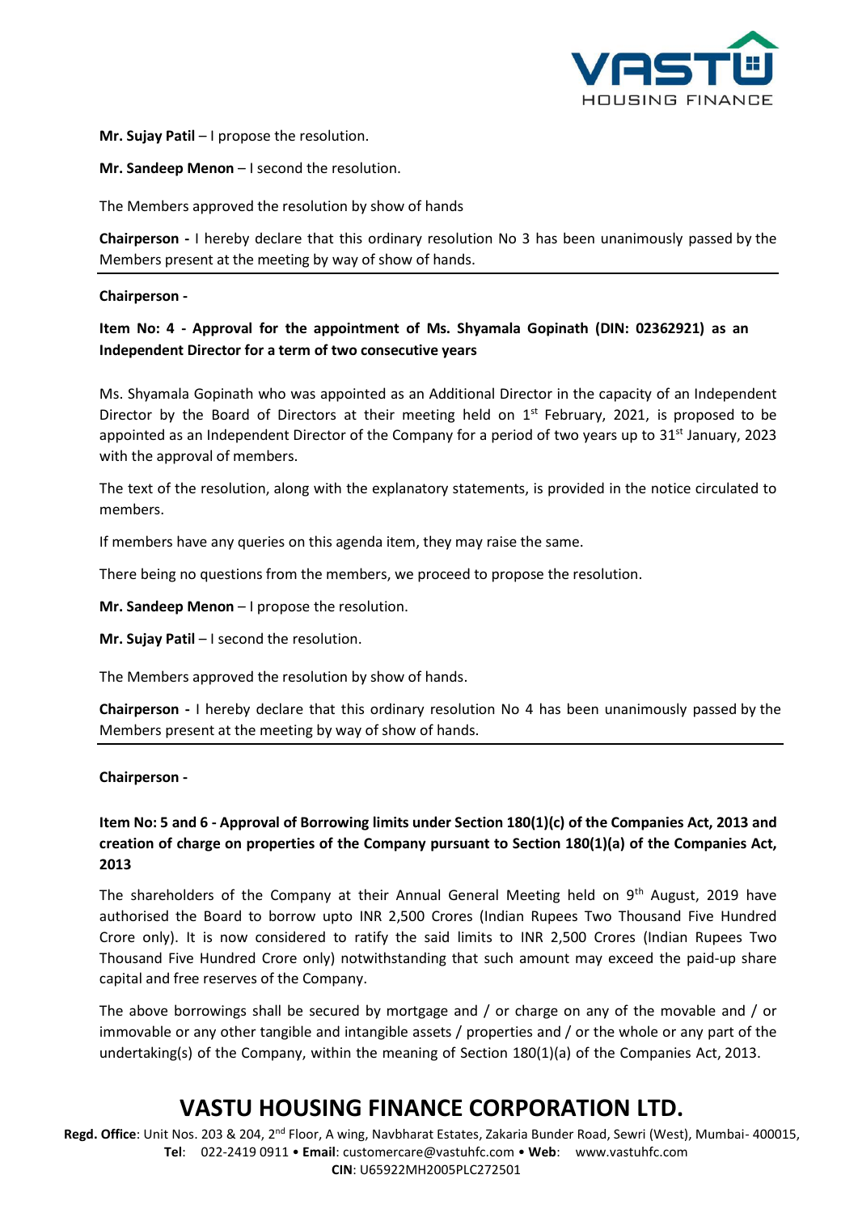**Mr. Sujay Patil** – I propose the resolution.

**Mr. Sandeep Menon** – I second the resolution.

The Members approved the resolution by show of hands

**Chairperson -** I hereby declare that this ordinary resolution No 3 has been unanimously passed by the Members present at the meeting by way of show of hands.

---

**Chairperson -**

**Item No: 4 - Approval for the appointment of Ms. Shyamala Gopinath (DIN: 02362921) as an Independent Director for a term of two consecutive years**

Ms. Shyamala Gopinath who was appointed as an Additional Director in the capacity of an Independent Director by the Board of Directors at their meeting held on 1st February, 2021, is proposed to be appointed as an Independent Director of the Company for a period of two years up to 31st January, 2023 with the approval of members.

The text of the resolution, along with the explanatory statements, is provided in the notice circulated to members.

If members have any queries on this agenda item, they may raise the same.

There being no questions from the members, we proceed to propose the resolution.

**Mr. Sandeep Menon** – I propose the resolution.

**Mr. Sujay Patil** – I second the resolution.

The Members approved the resolution by show of hands.

**Chairperson -** I hereby declare that this ordinary resolution No 4 has been unanimously passed by the Members present at the meeting by way of show of hands.

---

**Chairperson -**

**Item No: 5 and 6 - Approval of Borrowing limits under Section 180(1)(c) of the Companies Act, 2013 and creation of charge on properties of the Company pursuant to Section 180(1)(a) of the Companies Act, 2013**

The shareholders of the Company at their Annual General Meeting held on 9th August, 2019 have authorised the Board to borrow upto INR 2,500 Crores (Indian Rupees Two Thousand Five Hundred Crore only). It is now considered to ratify the said limits to INR 2,500 Crores (Indian Rupees Two Thousand Five Hundred Crore only) notwithstanding that such amount may exceed the paid-up share capital and free reserves of the Company.

The above borrowings shall be secured by mortgage and / or charge on any of the movable and / or immovable or any other tangible and intangible assets / properties and / or the whole or any part of the undertaking(s) of the Company, within the meaning of Section 180(1)(a) of the Companies Act, 2013.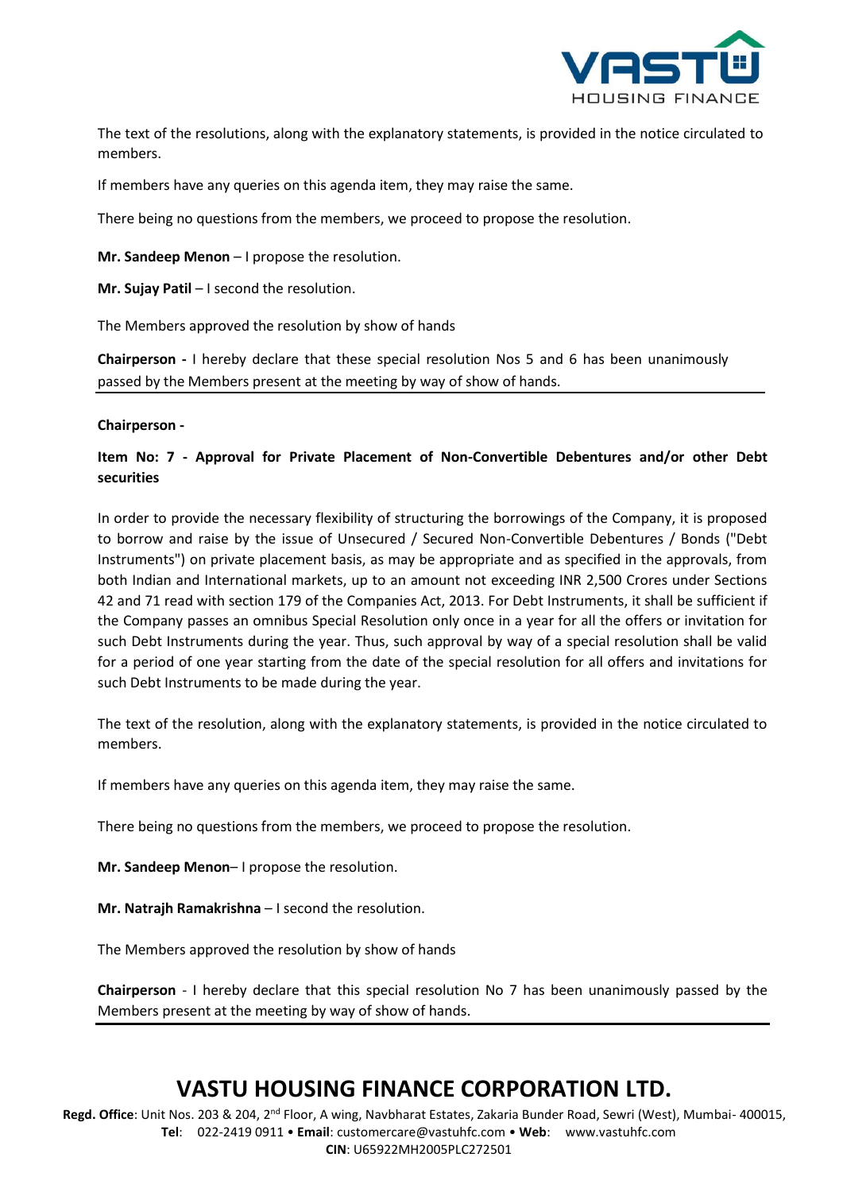The text of the resolutions, along with the explanatory statements, is provided in the notice circulated to members.

If members have any queries on this agenda item, they may raise the same.

There being no questions from the members, we proceed to propose the resolution.

**Mr. Sandeep Menon** – I propose the resolution.

**Mr. Sujay Patil** – I second the resolution.

The Members approved the resolution by show of hands

**Chairperson -** I hereby declare that these special resolution Nos 5 and 6 has been unanimously passed by the Members present at the meeting by way of show of hands.

---

**Chairperson -**

**Item No: 7 - Approval for Private Placement of Non-Convertible Debentures and/or other Debt securities**

In order to provide the necessary flexibility of structuring the borrowings of the Company, it is proposed to borrow and raise by the issue of Unsecured / Secured Non-Convertible Debentures / Bonds ("Debt Instruments") on private placement basis, as may be appropriate and as specified in the approvals, from both Indian and International markets, up to an amount not exceeding INR 2,500 Crores under Sections 42 and 71 read with section 179 of the Companies Act, 2013. For Debt Instruments, it shall be sufficient if the Company passes an omnibus Special Resolution only once in a year for all the offers or invitation for such Debt Instruments during the year. Thus, such approval by way of a special resolution shall be valid for a period of one year starting from the date of the special resolution for all offers and invitations for such Debt Instruments to be made during the year.

The text of the resolution, along with the explanatory statements, is provided in the notice circulated to members.

If members have any queries on this agenda item, they may raise the same.

There being no questions from the members, we proceed to propose the resolution.

**Mr. Sandeep Menon**– I propose the resolution.

**Mr. Natrajh Ramakrishna** – I second the resolution.

The Members approved the resolution by show of hands

**Chairperson** - I hereby declare that this special resolution No 7 has been unanimously passed by the Members present at the meeting by way of show of hands.

---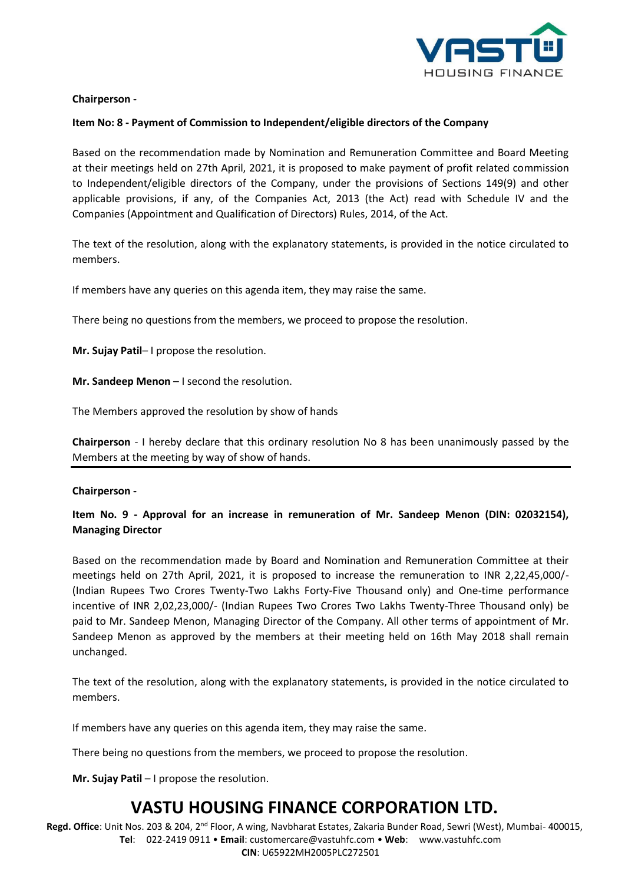**Chairperson -**

**Item No: 8 - Payment of Commission to Independent/eligible directors of the Company**

Based on the recommendation made by Nomination and Remuneration Committee and Board Meeting at their meetings held on 27th April, 2021, it is proposed to make payment of profit related commission to Independent/eligible directors of the Company, under the provisions of Sections 149(9) and other applicable provisions, if any, of the Companies Act, 2013 (the Act) read with Schedule IV and the Companies (Appointment and Qualification of Directors) Rules, 2014, of the Act.

The text of the resolution, along with the explanatory statements, is provided in the notice circulated to members.

If members have any queries on this agenda item, they may raise the same.

There being no questions from the members, we proceed to propose the resolution.

**Mr. Sujay Patil**– I propose the resolution.

**Mr. Sandeep Menon** – I second the resolution.

The Members approved the resolution by show of hands

**Chairperson** - I hereby declare that this ordinary resolution No 8 has been unanimously passed by the Members at the meeting by way of show of hands.

---

**Chairperson -**

**Item No. 9 - Approval for an increase in remuneration of Mr. Sandeep Menon (DIN: 02032154), Managing Director**

Based on the recommendation made by Board and Nomination and Remuneration Committee at their meetings held on 27th April, 2021, it is proposed to increase the remuneration to INR 2,22,45,000/- (Indian Rupees Two Crores Twenty-Two Lakhs Forty-Five Thousand only) and One-time performance incentive of INR 2,02,23,000/- (Indian Rupees Two Crores Two Lakhs Twenty-Three Thousand only) be paid to Mr. Sandeep Menon, Managing Director of the Company. All other terms of appointment of Mr. Sandeep Menon as approved by the members at their meeting held on 16th May 2018 shall remain unchanged.

The text of the resolution, along with the explanatory statements, is provided in the notice circulated to members.

If members have any queries on this agenda item, they may raise the same.

There being no questions from the members, we proceed to propose the resolution.

**Mr. Sujay Patil** – I propose the resolution.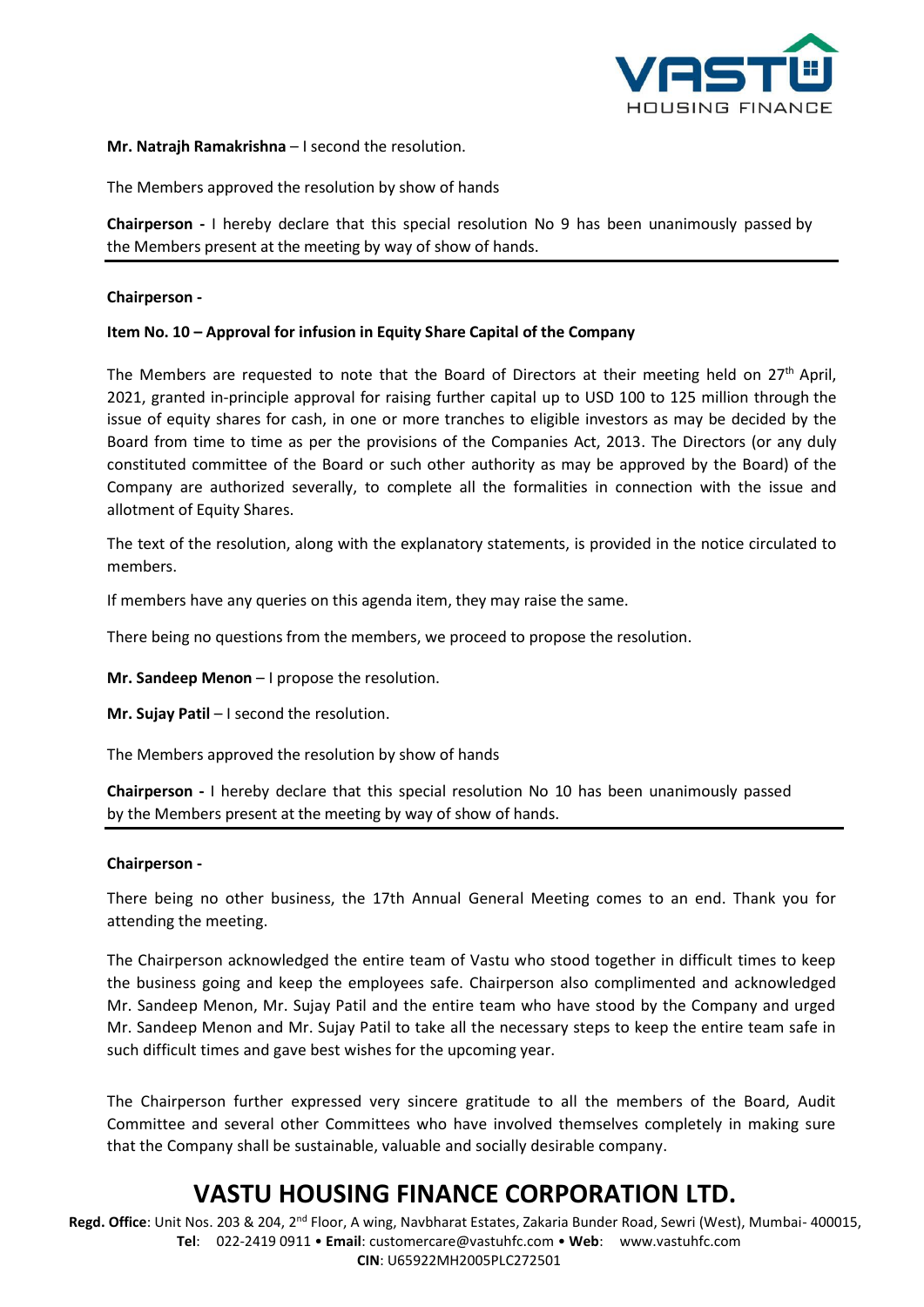**Mr. Natrajh Ramakrishna** – I second the resolution.

The Members approved the resolution by show of hands

**Chairperson -** I hereby declare that this special resolution No 9 has been unanimously passed by the Members present at the meeting by way of show of hands.

---

**Chairperson -**

**Item No. 10 – Approval for infusion in Equity Share Capital of the Company**

The Members are requested to note that the Board of Directors at their meeting held on 27th April, 2021, granted in-principle approval for raising further capital up to USD 100 to 125 million through the issue of equity shares for cash, in one or more tranches to eligible investors as may be decided by the Board from time to time as per the provisions of the Companies Act, 2013. The Directors (or any duly constituted committee of the Board or such other authority as may be approved by the Board) of the Company are authorized severally, to complete all the formalities in connection with the issue and allotment of Equity Shares.

The text of the resolution, along with the explanatory statements, is provided in the notice circulated to members.

If members have any queries on this agenda item, they may raise the same.

There being no questions from the members, we proceed to propose the resolution.

**Mr. Sandeep Menon** – I propose the resolution.

**Mr. Sujay Patil** – I second the resolution.

The Members approved the resolution by show of hands

**Chairperson -** I hereby declare that this special resolution No 10 has been unanimously passed by the Members present at the meeting by way of show of hands.

---

**Chairperson -**

There being no other business, the 17th Annual General Meeting comes to an end. Thank you for attending the meeting.

The Chairperson acknowledged the entire team of Vastu who stood together in difficult times to keep the business going and keep the employees safe. Chairperson also complimented and acknowledged Mr. Sandeep Menon, Mr. Sujay Patil and the entire team who have stood by the Company and urged Mr. Sandeep Menon and Mr. Sujay Patil to take all the necessary steps to keep the entire team safe in such difficult times and gave best wishes for the upcoming year.

The Chairperson further expressed very sincere gratitude to all the members of the Board, Audit Committee and several other Committees who have involved themselves completely in making sure that the Company shall be sustainable, valuable and socially desirable company.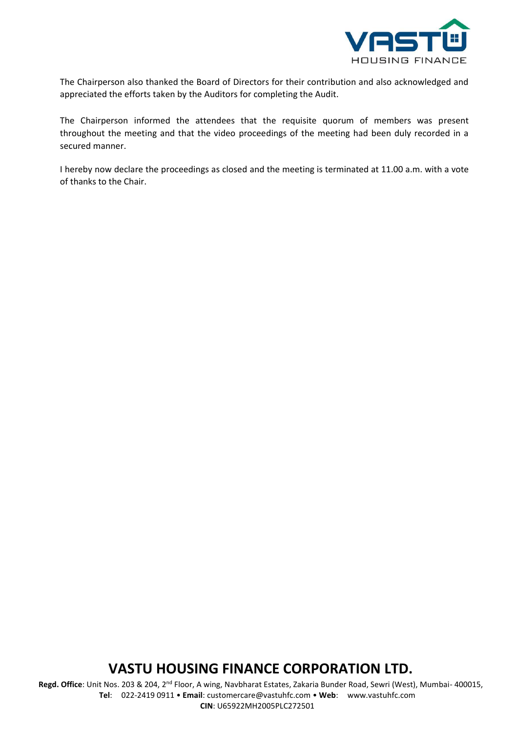The Chairperson also thanked the Board of Directors for their contribution and also acknowledged and appreciated the efforts taken by the Auditors for completing the Audit.

The Chairperson informed the attendees that the requisite quorum of members was present throughout the meeting and that the video proceedings of the meeting had been duly recorded in a secured manner.

I hereby now declare the proceedings as closed and the meeting is terminated at 11.00 a.m. with a vote of thanks to the Chair.